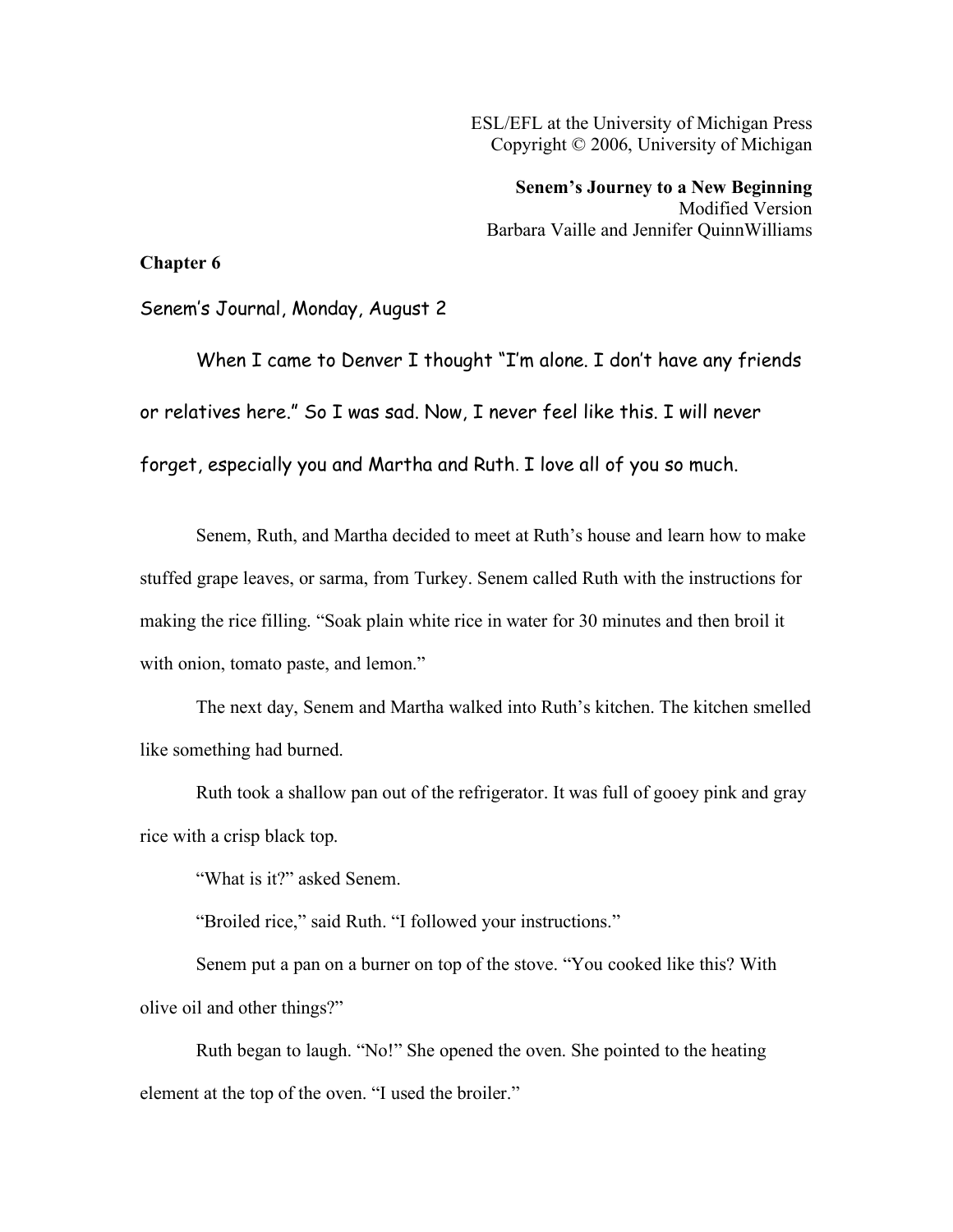ESL/EFL at the University of Michigan Press
Copyright © 2006, University of Michigan

**Senem's Journey to a New Beginning**
Modified Version
Barbara Vaille and Jennifer QuinnWilliams

**Chapter 6**

Senem's Journal, Monday, August 2

When I came to Denver I thought "I'm alone. I don't have any friends or relatives here." So I was sad. Now, I never feel like this. I will never forget, especially you and Martha and Ruth. I love all of you so much.

Senem, Ruth, and Martha decided to meet at Ruth's house and learn how to make stuffed grape leaves, or sarma, from Turkey. Senem called Ruth with the instructions for making the rice filling. "Soak plain white rice in water for 30 minutes and then broil it with onion, tomato paste, and lemon."

The next day, Senem and Martha walked into Ruth's kitchen. The kitchen smelled like something had burned.

Ruth took a shallow pan out of the refrigerator. It was full of gooey pink and gray rice with a crisp black top.

"What is it?" asked Senem.

"Broiled rice," said Ruth. "I followed your instructions."

Senem put a pan on a burner on top of the stove. "You cooked like this? With olive oil and other things?"

Ruth began to laugh. "No!" She opened the oven. She pointed to the heating element at the top of the oven. "I used the broiler."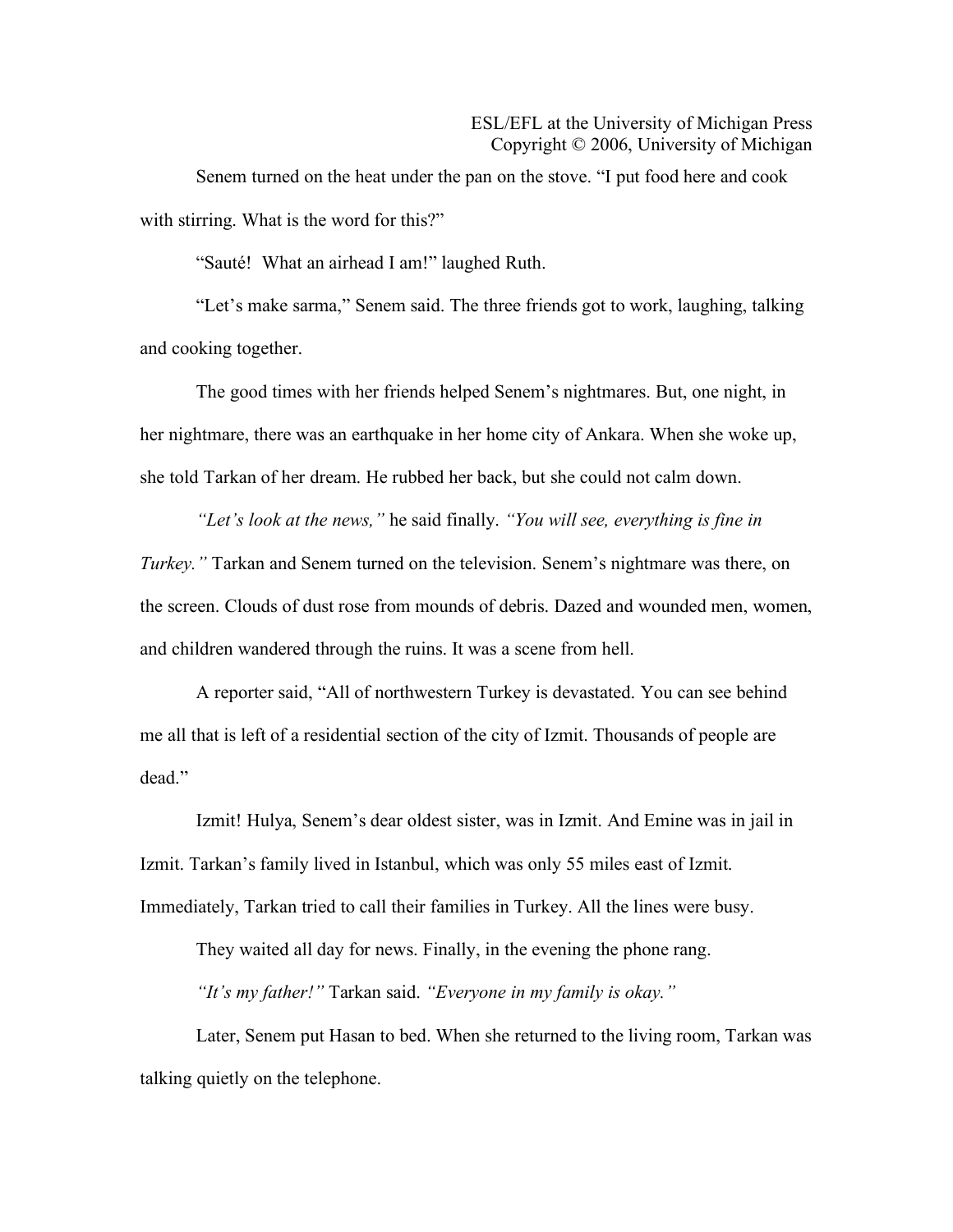Senem turned on the heat under the pan on the stove. "I put food here and cook with stirring. What is the word for this?"

"Sauté! What an airhead I am!" laughed Ruth.

"Let's make sarma," Senem said. The three friends got to work, laughing, talking and cooking together.

The good times with her friends helped Senem's nightmares. But, one night, in her nightmare, there was an earthquake in her home city of Ankara. When she woke up, she told Tarkan of her dream. He rubbed her back, but she could not calm down.

*"Let's look at the news,"* he said finally. *"You will see, everything is fine in Turkey."* Tarkan and Senem turned on the television. Senem's nightmare was there, on the screen. Clouds of dust rose from mounds of debris. Dazed and wounded men, women, and children wandered through the ruins. It was a scene from hell.

A reporter said, "All of northwestern Turkey is devastated. You can see behind me all that is left of a residential section of the city of Izmit. Thousands of people are dead."

Izmit! Hulya, Senem's dear oldest sister, was in Izmit. And Emine was in jail in Izmit. Tarkan's family lived in Istanbul, which was only 55 miles east of Izmit. Immediately, Tarkan tried to call their families in Turkey. All the lines were busy.

They waited all day for news. Finally, in the evening the phone rang.

*"It's my father!"* Tarkan said. *"Everyone in my family is okay."*

Later, Senem put Hasan to bed. When she returned to the living room, Tarkan was talking quietly on the telephone.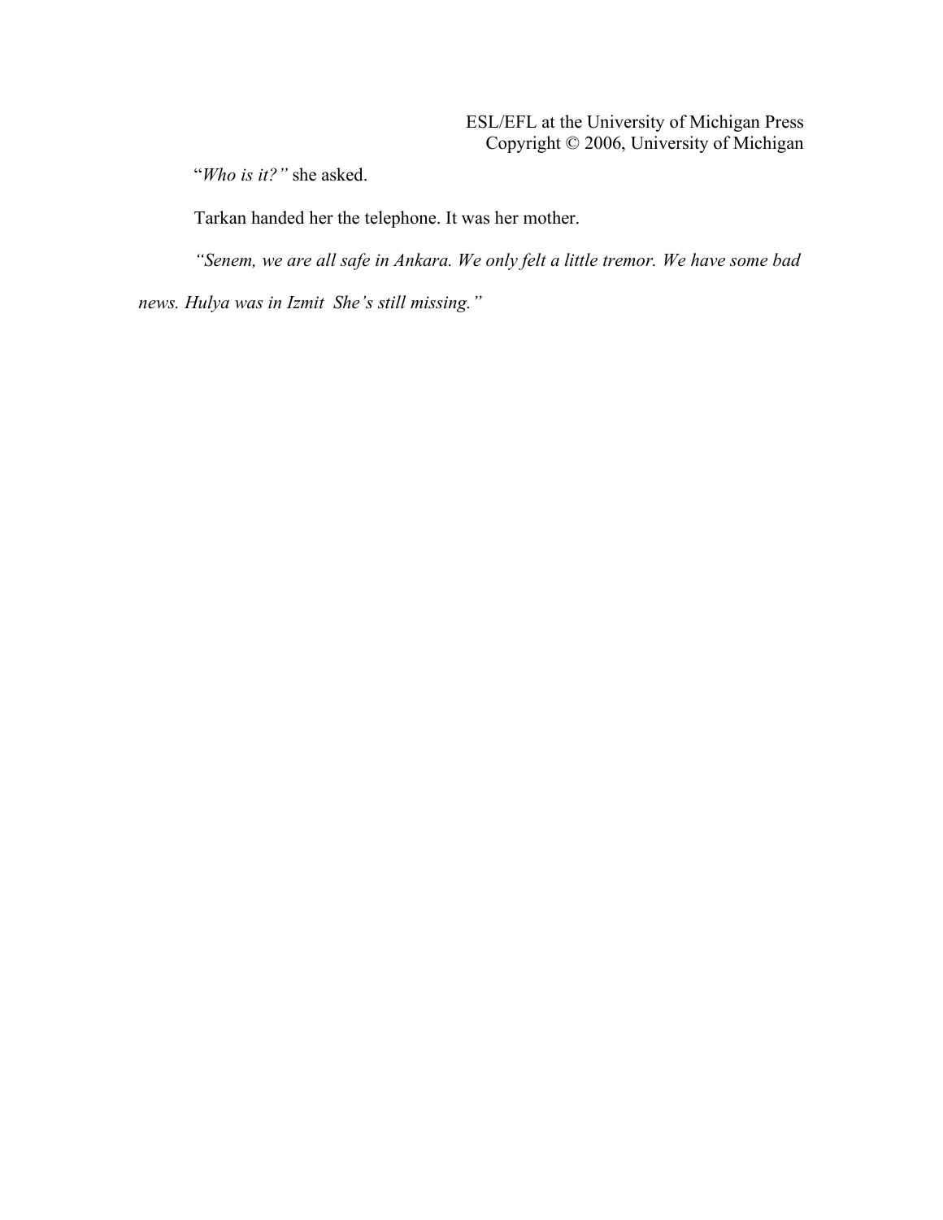"*Who is it?"* she asked.

Tarkan handed her the telephone. It was her mother.

*"Senem, we are all safe in Ankara. We only felt a little tremor. We have some bad news. Hulya was in Izmit  She's still missing."*